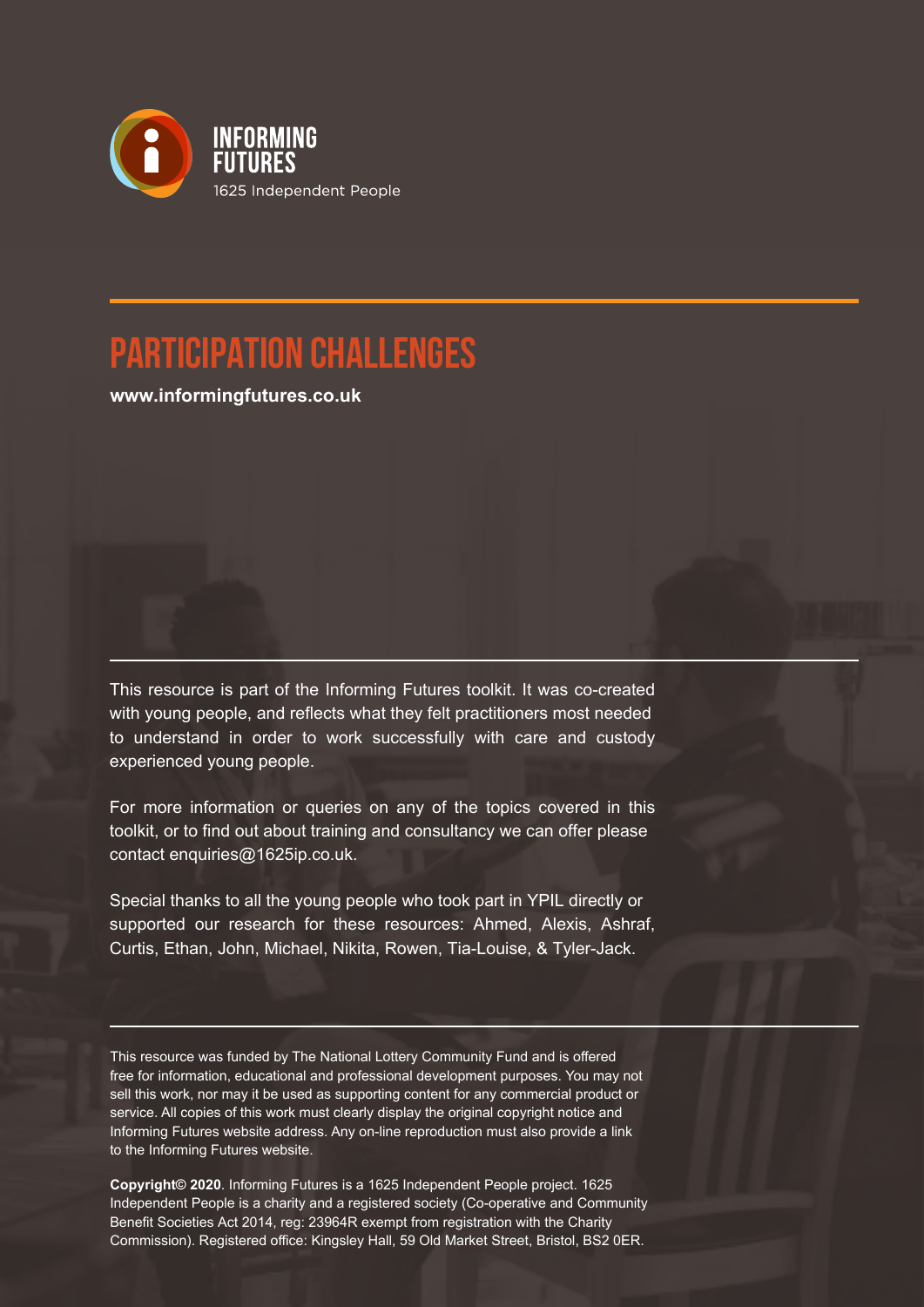INFORMING FUTURES

1625 Independent People

# PARTICIPATION CHALLENGES

**www.informingfutures.co.uk**

This resource is part of the Informing Futures toolkit. It was co-created with young people, and reflects what they felt practitioners most needed to understand in order to work successfully with care and custody experienced young people.

For more information or queries on any of the topics covered in this toolkit, or to find out about training and consultancy we can offer please contact enquiries@1625ip.co.uk.

Special thanks to all the young people who took part in YPIL directly or supported our research for these resources: Ahmed, Alexis, Ashraf, Curtis, Ethan, John, Michael, Nikita, Rowen, Tia-Louise, & Tyler-Jack.

This resource was funded by The National Lottery Community Fund and is offered free for information, educational and professional development purposes. You may not sell this work, nor may it be used as supporting content for any commercial product or service. All copies of this work must clearly display the original copyright notice and Informing Futures website address. Any on-line reproduction must also provide a link to the Informing Futures website.

**Copyright© 2020**. Informing Futures is a 1625 Independent People project. 1625 Independent People is a charity and a registered society (Co-operative and Community Benefit Societies Act 2014, reg: 23964R exempt from registration with the Charity Commission). Registered office: Kingsley Hall, 59 Old Market Street, Bristol, BS2 0ER.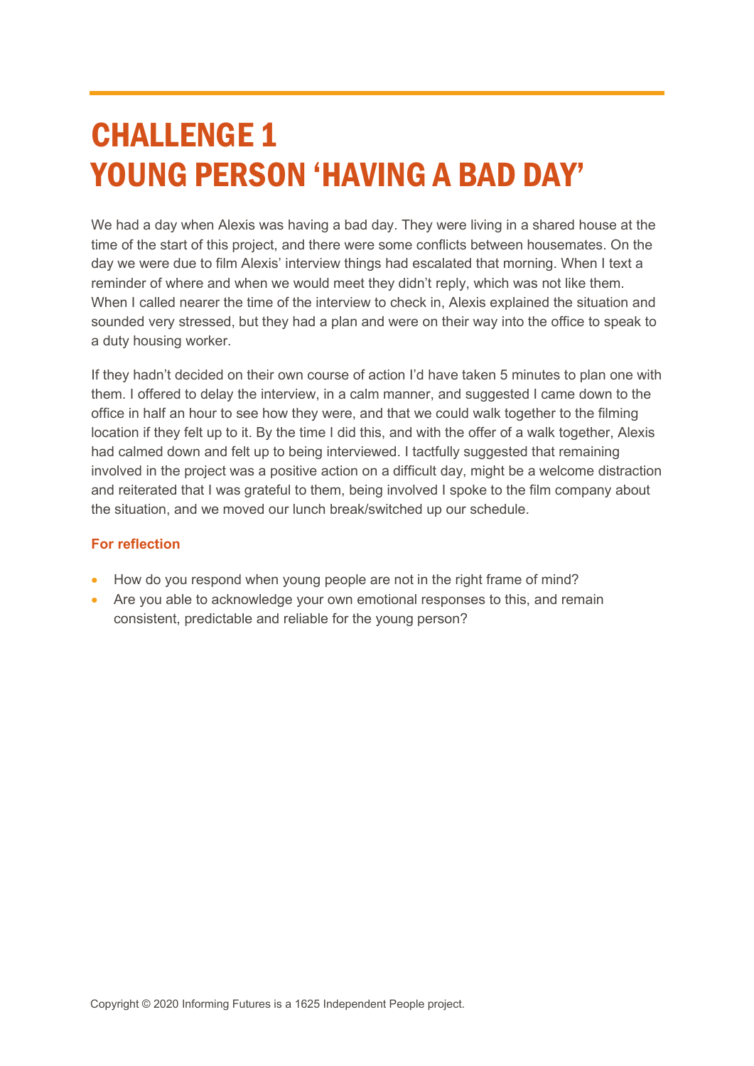# CHALLENGE 1
# YOUNG PERSON 'HAVING A BAD DAY'

We had a day when Alexis was having a bad day. They were living in a shared house at the time of the start of this project, and there were some conflicts between housemates. On the day we were due to film Alexis' interview things had escalated that morning. When I text a reminder of where and when we would meet they didn't reply, which was not like them. When I called nearer the time of the interview to check in, Alexis explained the situation and sounded very stressed, but they had a plan and were on their way into the office to speak to a duty housing worker.

If they hadn't decided on their own course of action I'd have taken 5 minutes to plan one with them. I offered to delay the interview, in a calm manner, and suggested I came down to the office in half an hour to see how they were, and that we could walk together to the filming location if they felt up to it. By the time I did this, and with the offer of a walk together, Alexis had calmed down and felt up to being interviewed. I tactfully suggested that remaining involved in the project was a positive action on a difficult day, might be a welcome distraction and reiterated that I was grateful to them, being involved I spoke to the film company about the situation, and we moved our lunch break/switched up our schedule.

**For reflection**

- How do you respond when young people are not in the right frame of mind?
- Are you able to acknowledge your own emotional responses to this, and remain consistent, predictable and reliable for the young person?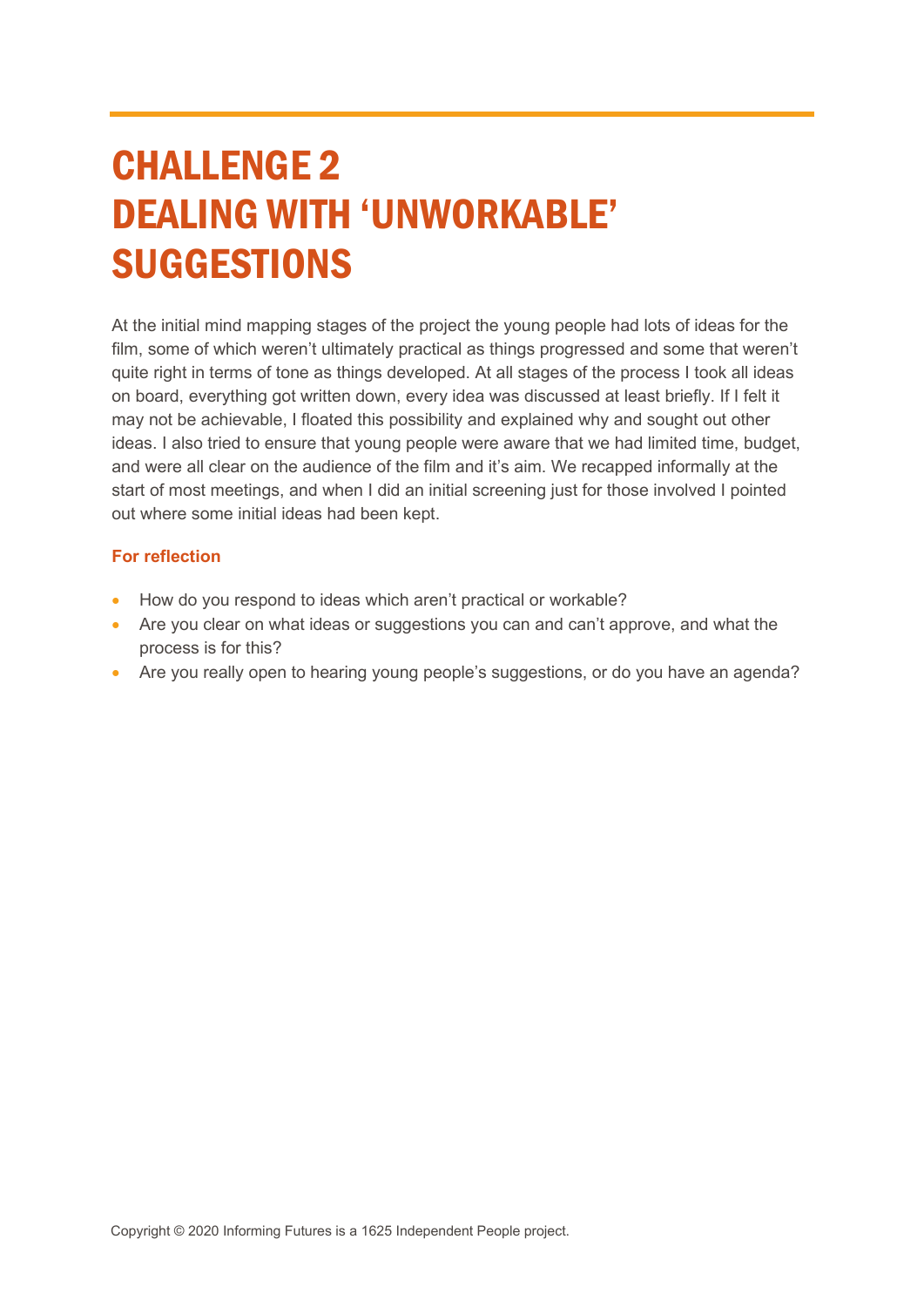# CHALLENGE 2 DEALING WITH 'UNWORKABLE' SUGGESTIONS

At the initial mind mapping stages of the project the young people had lots of ideas for the film, some of which weren't ultimately practical as things progressed and some that weren't quite right in terms of tone as things developed. At all stages of the process I took all ideas on board, everything got written down, every idea was discussed at least briefly. If I felt it may not be achievable, I floated this possibility and explained why and sought out other ideas. I also tried to ensure that young people were aware that we had limited time, budget, and were all clear on the audience of the film and it's aim. We recapped informally at the start of most meetings, and when I did an initial screening just for those involved I pointed out where some initial ideas had been kept.

**For reflection**

- How do you respond to ideas which aren't practical or workable?
- Are you clear on what ideas or suggestions you can and can't approve, and what the process is for this?
- Are you really open to hearing young people's suggestions, or do you have an agenda?

Copyright © 2020 Informing Futures is a 1625 Independent People project.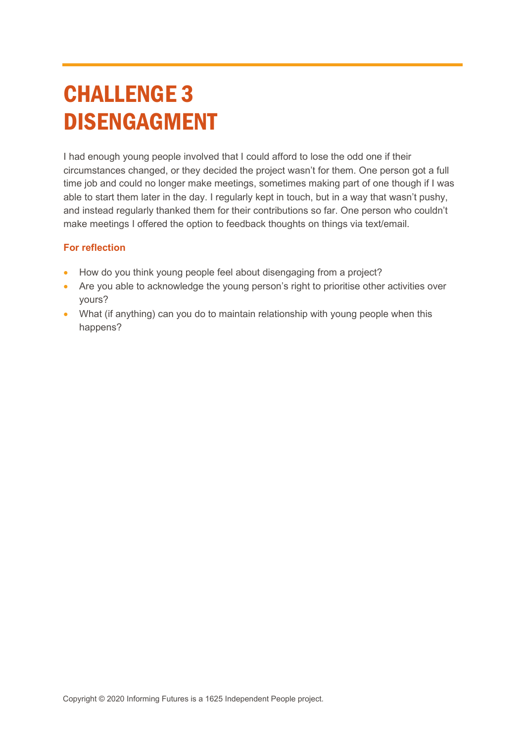# CHALLENGE 3 DISENGAGMENT

I had enough young people involved that I could afford to lose the odd one if their circumstances changed, or they decided the project wasn't for them. One person got a full time job and could no longer make meetings, sometimes making part of one though if I was able to start them later in the day. I regularly kept in touch, but in a way that wasn't pushy, and instead regularly thanked them for their contributions so far. One person who couldn't make meetings I offered the option to feedback thoughts on things via text/email.

**For reflection**

- How do you think young people feel about disengaging from a project?
- Are you able to acknowledge the young person's right to prioritise other activities over yours?
- What (if anything) can you do to maintain relationship with young people when this happens?

Copyright © 2020 Informing Futures is a 1625 Independent People project.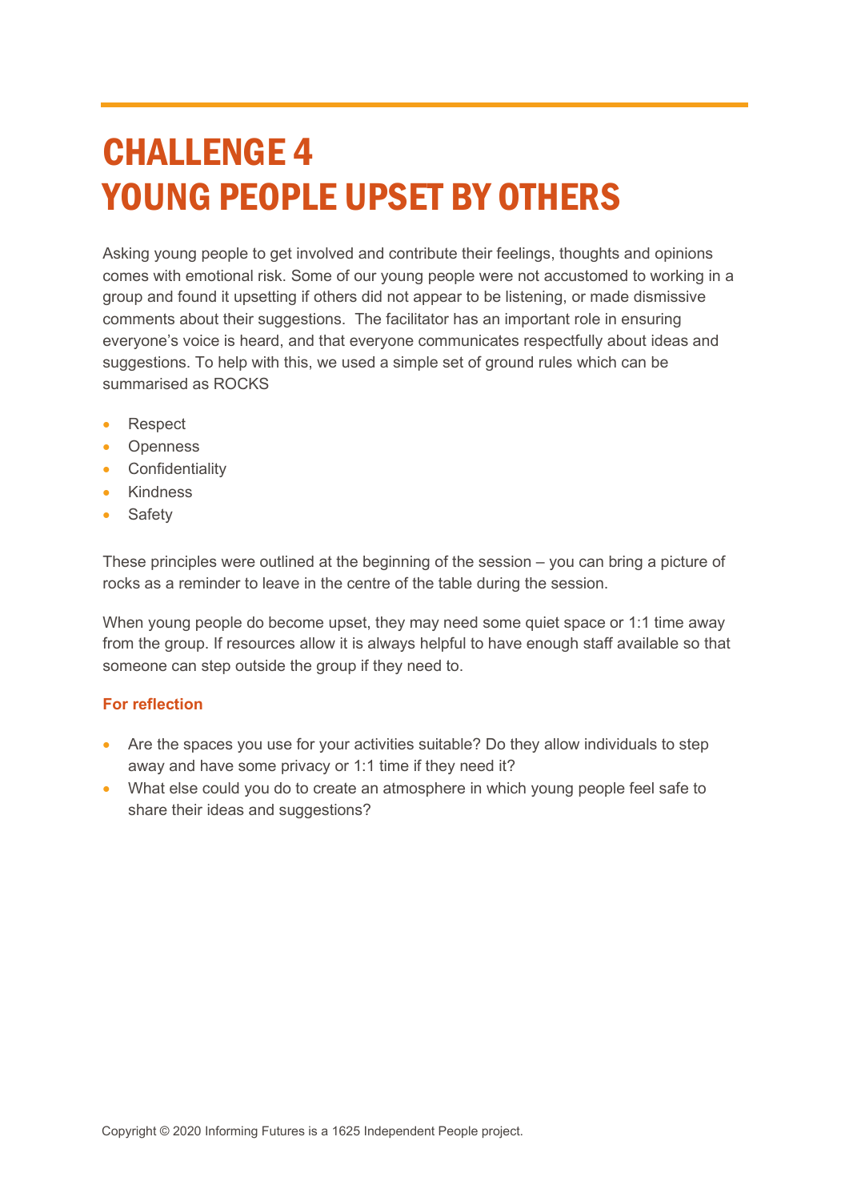# CHALLENGE 4
# YOUNG PEOPLE UPSET BY OTHERS

Asking young people to get involved and contribute their feelings, thoughts and opinions comes with emotional risk. Some of our young people were not accustomed to working in a group and found it upsetting if others did not appear to be listening, or made dismissive comments about their suggestions. The facilitator has an important role in ensuring everyone's voice is heard, and that everyone communicates respectfully about ideas and suggestions. To help with this, we used a simple set of ground rules which can be summarised as ROCKS

- Respect
- Openness
- Confidentiality
- Kindness
- Safety

These principles were outlined at the beginning of the session – you can bring a picture of rocks as a reminder to leave in the centre of the table during the session.

When young people do become upset, they may need some quiet space or 1:1 time away from the group. If resources allow it is always helpful to have enough staff available so that someone can step outside the group if they need to.

### For reflection

- Are the spaces you use for your activities suitable? Do they allow individuals to step away and have some privacy or 1:1 time if they need it?
- What else could you do to create an atmosphere in which young people feel safe to share their ideas and suggestions?

Copyright © 2020 Informing Futures is a 1625 Independent People project.